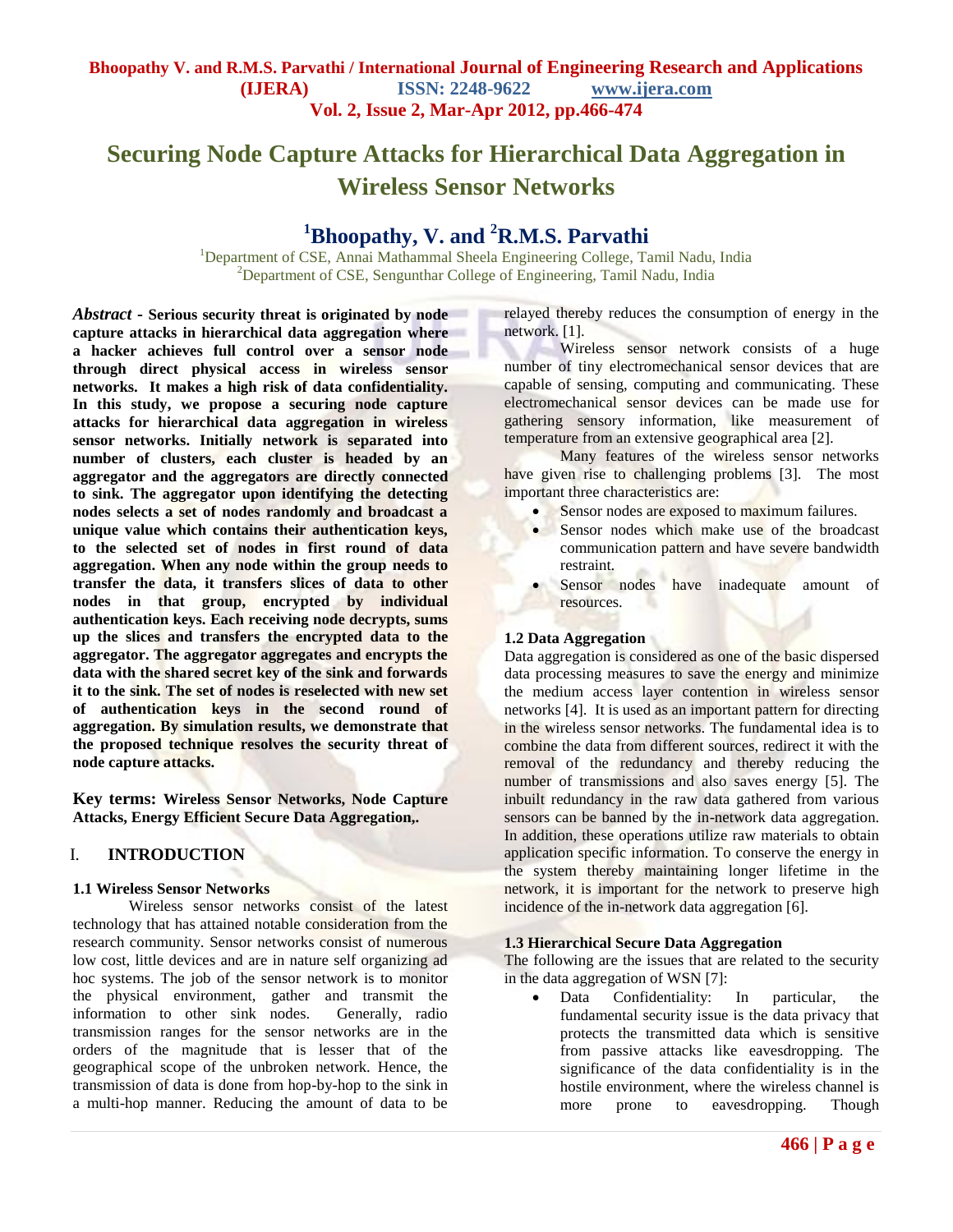# Securing Node Capture Attacks for Hierarchical Data Aggregation in Wireless Sensor Networks

**[1]Bhoopathy, V. and [2]R.M.S. Parvathi**

[1]Department of CSE, Annai Mathammal Sheela Engineering College, Tamil Nadu, India
[2]Department of CSE, Sengunthar College of Engineering, Tamil Nadu, India

***Abstract* - Serious security threat is originated by node capture attacks in hierarchical data aggregation where a hacker achieves full control over a sensor node through direct physical access in wireless sensor networks. It makes a high risk of data confidentiality. In this study, we propose a securing node capture attacks for hierarchical data aggregation in wireless sensor networks. Initially network is separated into number of clusters, each cluster is headed by an aggregator and the aggregators are directly connected to sink. The aggregator upon identifying the detecting nodes selects a set of nodes randomly and broadcast a unique value which contains their authentication keys, to the selected set of nodes in first round of data aggregation. When any node within the group needs to transfer the data, it transfers slices of data to other nodes in that group, encrypted by individual authentication keys. Each receiving node decrypts, sums up the slices and transfers the encrypted data to the aggregator. The aggregator aggregates and encrypts the data with the shared secret key of the sink and forwards it to the sink. The set of nodes is reselected with new set of authentication keys in the second round of aggregation. By simulation results, we demonstrate that the proposed technique resolves the security threat of node capture attacks.**

**Key terms: Wireless Sensor Networks, Node Capture Attacks, Energy Efficient Secure Data Aggregation,.**

## I. INTRODUCTION

### 1.1 Wireless Sensor Networks

Wireless sensor networks consist of the latest technology that has attained notable consideration from the research community. Sensor networks consist of numerous low cost, little devices and are in nature self organizing ad hoc systems. The job of the sensor network is to monitor the physical environment, gather and transmit the information to other sink nodes. Generally, radio transmission ranges for the sensor networks are in the orders of the magnitude that is lesser that of the geographical scope of the unbroken network. Hence, the transmission of data is done from hop-by-hop to the sink in a multi-hop manner. Reducing the amount of data to be relayed thereby reduces the consumption of energy in the network. [1].

Wireless sensor network consists of a huge number of tiny electromechanical sensor devices that are capable of sensing, computing and communicating. These electromechanical sensor devices can be made use for gathering sensory information, like measurement of temperature from an extensive geographical area [2].

Many features of the wireless sensor networks have given rise to challenging problems [3]. The most important three characteristics are:

- Sensor nodes are exposed to maximum failures.
- Sensor nodes which make use of the broadcast communication pattern and have severe bandwidth restraint.
- Sensor nodes have inadequate amount of resources.

### 1.2 Data Aggregation

Data aggregation is considered as one of the basic dispersed data processing measures to save the energy and minimize the medium access layer contention in wireless sensor networks [4]. It is used as an important pattern for directing in the wireless sensor networks. The fundamental idea is to combine the data from different sources, redirect it with the removal of the redundancy and thereby reducing the number of transmissions and also saves energy [5]. The inbuilt redundancy in the raw data gathered from various sensors can be banned by the in-network data aggregation. In addition, these operations utilize raw materials to obtain application specific information. To conserve the energy in the system thereby maintaining longer lifetime in the network, it is important for the network to preserve high incidence of the in-network data aggregation [6].

### 1.3 Hierarchical Secure Data Aggregation

The following are the issues that are related to the security in the data aggregation of WSN [7]:

- Data Confidentiality: In particular, the fundamental security issue is the data privacy that protects the transmitted data which is sensitive from passive attacks like eavesdropping. The significance of the data confidentiality is in the hostile environment, where the wireless channel is more prone to eavesdropping. Though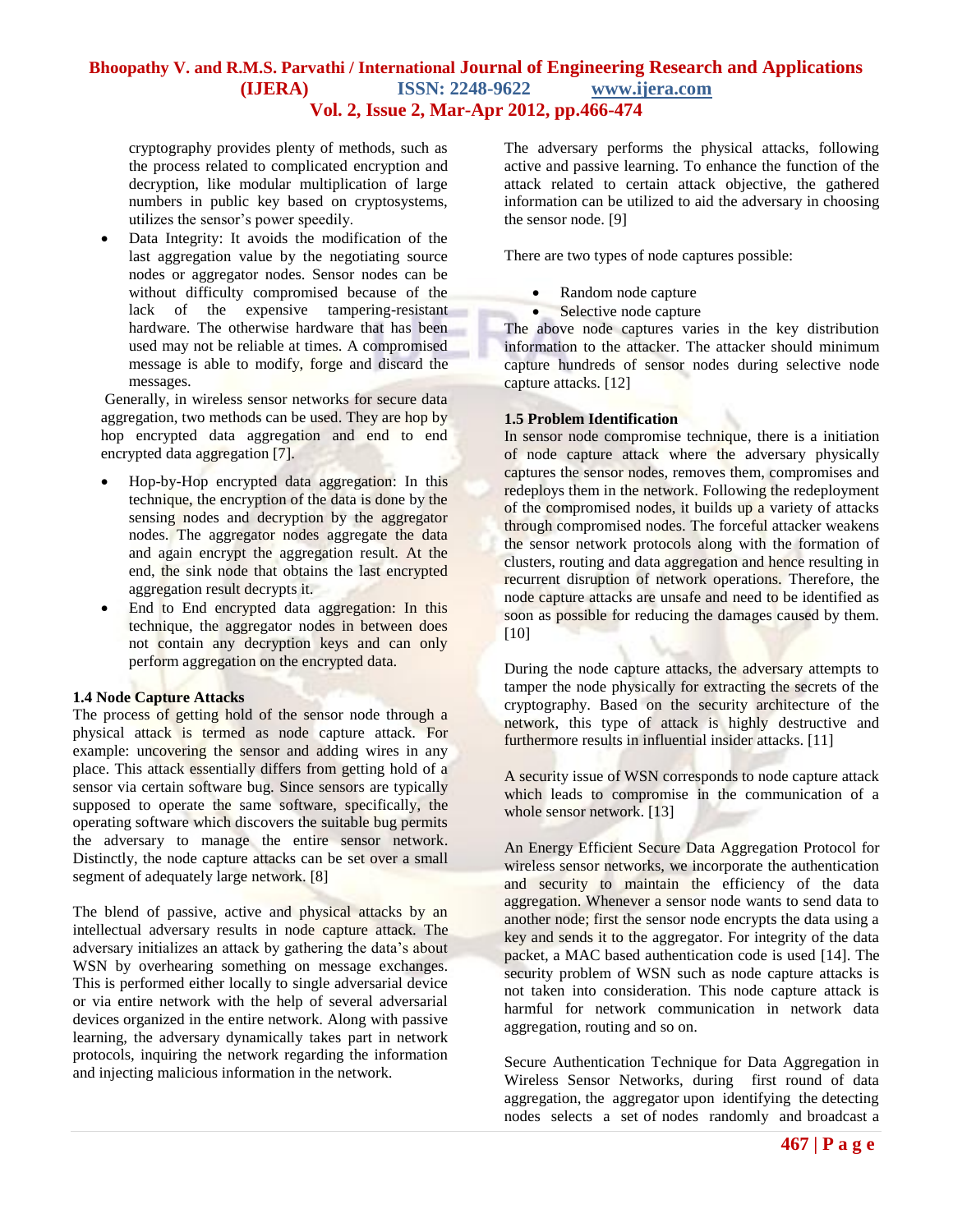cryptography provides plenty of methods, such as the process related to complicated encryption and decryption, like modular multiplication of large numbers in public key based on cryptosystems, utilizes the sensor's power speedily.

- Data Integrity: It avoids the modification of the last aggregation value by the negotiating source nodes or aggregator nodes. Sensor nodes can be without difficulty compromised because of the lack of the expensive tampering-resistant hardware. The otherwise hardware that has been used may not be reliable at times. A compromised message is able to modify, forge and discard the messages.

Generally, in wireless sensor networks for secure data aggregation, two methods can be used. They are hop by hop encrypted data aggregation and end to end encrypted data aggregation [7].

- Hop-by-Hop encrypted data aggregation: In this technique, the encryption of the data is done by the sensing nodes and decryption by the aggregator nodes. The aggregator nodes aggregate the data and again encrypt the aggregation result. At the end, the sink node that obtains the last encrypted aggregation result decrypts it.
- End to End encrypted data aggregation: In this technique, the aggregator nodes in between does not contain any decryption keys and can only perform aggregation on the encrypted data.

### 1.4 Node Capture Attacks

The process of getting hold of the sensor node through a physical attack is termed as node capture attack. For example: uncovering the sensor and adding wires in any place. This attack essentially differs from getting hold of a sensor via certain software bug. Since sensors are typically supposed to operate the same software, specifically, the operating software which discovers the suitable bug permits the adversary to manage the entire sensor network. Distinctly, the node capture attacks can be set over a small segment of adequately large network. [8]

The blend of passive, active and physical attacks by an intellectual adversary results in node capture attack. The adversary initializes an attack by gathering the data's about WSN by overhearing something on message exchanges. This is performed either locally to single adversarial device or via entire network with the help of several adversarial devices organized in the entire network. Along with passive learning, the adversary dynamically takes part in network protocols, inquiring the network regarding the information and injecting malicious information in the network.

The adversary performs the physical attacks, following active and passive learning. To enhance the function of the attack related to certain attack objective, the gathered information can be utilized to aid the adversary in choosing the sensor node. [9]

There are two types of node captures possible:

- Random node capture
- Selective node capture

The above node captures varies in the key distribution information to the attacker. The attacker should minimum capture hundreds of sensor nodes during selective node capture attacks. [12]

### 1.5 Problem Identification

In sensor node compromise technique, there is a initiation of node capture attack where the adversary physically captures the sensor nodes, removes them, compromises and redeploys them in the network. Following the redeployment of the compromised nodes, it builds up a variety of attacks through compromised nodes. The forceful attacker weakens the sensor network protocols along with the formation of clusters, routing and data aggregation and hence resulting in recurrent disruption of network operations. Therefore, the node capture attacks are unsafe and need to be identified as soon as possible for reducing the damages caused by them. [10]

During the node capture attacks, the adversary attempts to tamper the node physically for extracting the secrets of the cryptography. Based on the security architecture of the network, this type of attack is highly destructive and furthermore results in influential insider attacks. [11]

A security issue of WSN corresponds to node capture attack which leads to compromise in the communication of a whole sensor network. [13]

An Energy Efficient Secure Data Aggregation Protocol for wireless sensor networks, we incorporate the authentication and security to maintain the efficiency of the data aggregation. Whenever a sensor node wants to send data to another node; first the sensor node encrypts the data using a key and sends it to the aggregator. For integrity of the data packet, a MAC based authentication code is used [14]. The security problem of WSN such as node capture attacks is not taken into consideration. This node capture attack is harmful for network communication in network data aggregation, routing and so on.

Secure Authentication Technique for Data Aggregation in Wireless Sensor Networks, during first round of data aggregation, the aggregator upon identifying the detecting nodes selects a set of nodes randomly and broadcast a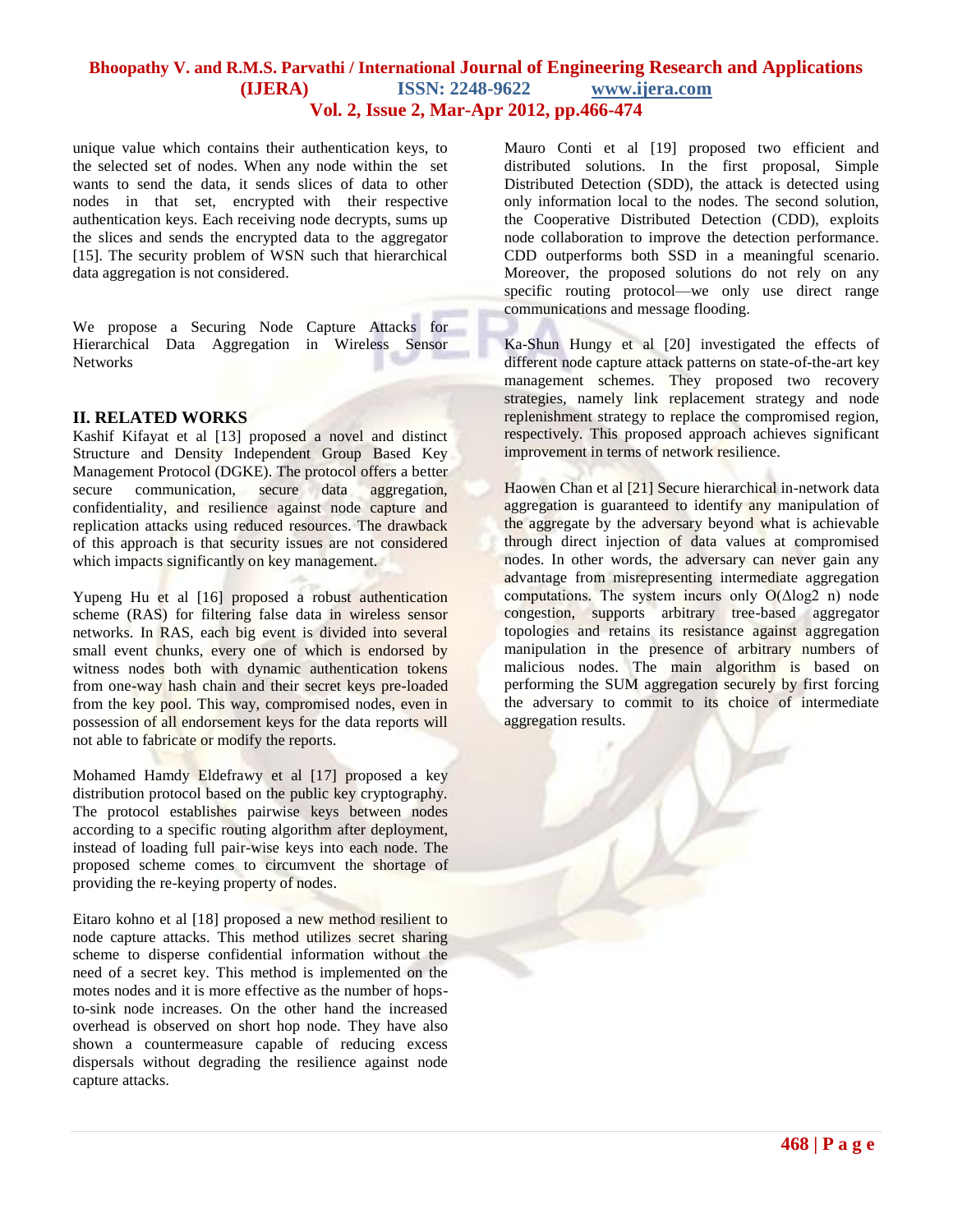unique value which contains their authentication keys, to the selected set of nodes. When any node within the set wants to send the data, it sends slices of data to other nodes in that set, encrypted with their respective authentication keys. Each receiving node decrypts, sums up the slices and sends the encrypted data to the aggregator [15]. The security problem of WSN such that hierarchical data aggregation is not considered.

We propose a Securing Node Capture Attacks for Hierarchical Data Aggregation in Wireless Sensor Networks

## II. RELATED WORKS

Kashif Kifayat et al [13] proposed a novel and distinct Structure and Density Independent Group Based Key Management Protocol (DGKE). The protocol offers a better secure communication, secure data aggregation, confidentiality, and resilience against node capture and replication attacks using reduced resources. The drawback of this approach is that security issues are not considered which impacts significantly on key management.

Yupeng Hu et al [16] proposed a robust authentication scheme (RAS) for filtering false data in wireless sensor networks. In RAS, each big event is divided into several small event chunks, every one of which is endorsed by witness nodes both with dynamic authentication tokens from one-way hash chain and their secret keys pre-loaded from the key pool. This way, compromised nodes, even in possession of all endorsement keys for the data reports will not able to fabricate or modify the reports.

Mohamed Hamdy Eldefrawy et al [17] proposed a key distribution protocol based on the public key cryptography. The protocol establishes pairwise keys between nodes according to a specific routing algorithm after deployment, instead of loading full pair-wise keys into each node. The proposed scheme comes to circumvent the shortage of providing the re-keying property of nodes.

Eitaro kohno et al [18] proposed a new method resilient to node capture attacks. This method utilizes secret sharing scheme to disperse confidential information without the need of a secret key. This method is implemented on the motes nodes and it is more effective as the number of hops-to-sink node increases. On the other hand the increased overhead is observed on short hop node. They have also shown a countermeasure capable of reducing excess dispersals without degrading the resilience against node capture attacks.

Mauro Conti et al [19] proposed two efficient and distributed solutions. In the first proposal, Simple Distributed Detection (SDD), the attack is detected using only information local to the nodes. The second solution, the Cooperative Distributed Detection (CDD), exploits node collaboration to improve the detection performance. CDD outperforms both SSD in a meaningful scenario. Moreover, the proposed solutions do not rely on any specific routing protocol—we only use direct range communications and message flooding.

Ka-Shun Hungy et al [20] investigated the effects of different node capture attack patterns on state-of-the-art key management schemes. They proposed two recovery strategies, namely link replacement strategy and node replenishment strategy to replace the compromised region, respectively. This proposed approach achieves significant improvement in terms of network resilience.

Haowen Chan et al [21] Secure hierarchical in-network data aggregation is guaranteed to identify any manipulation of the aggregate by the adversary beyond what is achievable through direct injection of data values at compromised nodes. In other words, the adversary can never gain any advantage from misrepresenting intermediate aggregation computations. The system incurs only $O(\Delta \log^2 n)$ node congestion, supports arbitrary tree-based aggregator topologies and retains its resistance against aggregation manipulation in the presence of arbitrary numbers of malicious nodes. The main algorithm is based on performing the SUM aggregation securely by first forcing the adversary to commit to its choice of intermediate aggregation results.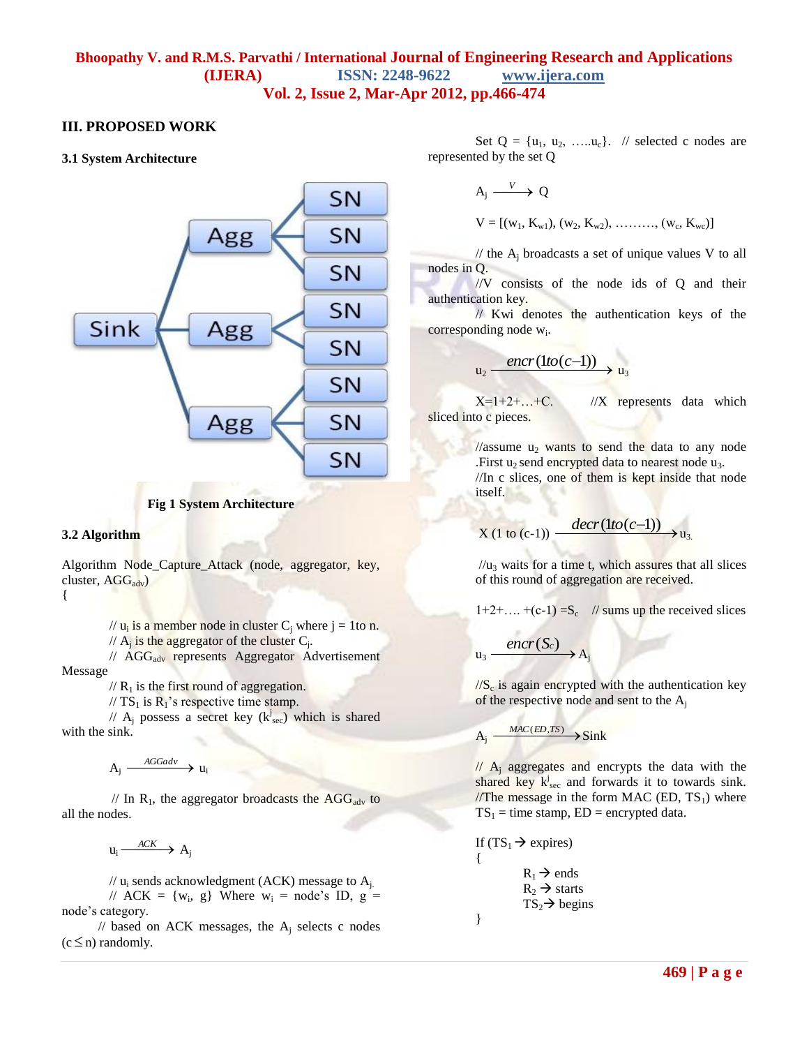## III. PROPOSED WORK

### 3.1 System Architecture

Fig 1 System Architecture

### 3.2 Algorithm

Algorithm Node_Capture_Attack (node, aggregator, key, cluster, $AGG_{adv}$)

{

// $u_i$ is a member node in cluster $C_j$ where j = 1to n.

// $A_j$ is the aggregator of the cluster $C_j$.

// $AGG_{adv}$ represents Aggregator Advertisement Message

// $R_1$ is the first round of aggregation.

// $TS_1$ is $R_1$'s respective time stamp.

// $A_j$ possess a secret key ($k^j_{sec}$) which is shared with the sink.

$$A_j \xrightarrow{AGGadv} u_i$$

// In $R_1$, the aggregator broadcasts the $AGG_{adv}$ to all the nodes.

$$u_i \xrightarrow{ACK} A_j$$

// $u_i$ sends acknowledgment (ACK) message to $A_j$.

// ACK = {$w_i$, g} Where $w_i$ = node's ID, g = node's category.

// based on ACK messages, the $A_j$ selects c nodes ($c \leq n$) randomly.

Set Q = {$u_1$, $u_2$, …..$u_c$}. // selected c nodes are represented by the set Q

$$A_j \xrightarrow{V} Q$$

$$V = [(w_1, K_{w1}), (w_2, K_{w2}), \ldots\ldots\ldots, (w_c, K_{wc})]$$

// the $A_j$ broadcasts a set of unique values V to all nodes in Q.

//V consists of the node ids of Q and their authentication key.

// Kwi denotes the authentication keys of the corresponding node $w_i$.

$$u_2 \xrightarrow{encr(1to(c-1))} u_3$$

X=1+2+…+C. //X represents data which sliced into c pieces.

//assume $u_2$ wants to send the data to any node .First $u_2$ send encrypted data to nearest node $u_3$.

//In c slices, one of them is kept inside that node itself.

$$X\ (1\ \text{to}\ (c-1)) \xrightarrow{decr(1to(c-1))} u_3.$$

//$u_3$ waits for a time t, which assures that all slices of this round of aggregation are received.

$1+2+\ldots. +(c-1) = S_c$ // sums up the received slices

$$u_3 \xrightarrow{encr(S_c)} A_j$$

//$S_c$ is again encrypted with the authentication key of the respective node and sent to the $A_j$

$$A_j \xrightarrow{MAC(ED,TS)} \text{Sink}$$

// $A_j$ aggregates and encrypts the data with the shared key $k^j_{sec}$ and forwards it to towards sink.

//The message in the form MAC (ED, $TS_1$) where $TS_1$ = time stamp, ED = encrypted data.

If ($TS_1$ → expires)

{

$R_1$ → ends

$R_2$ → starts

$TS_2$→ begins

}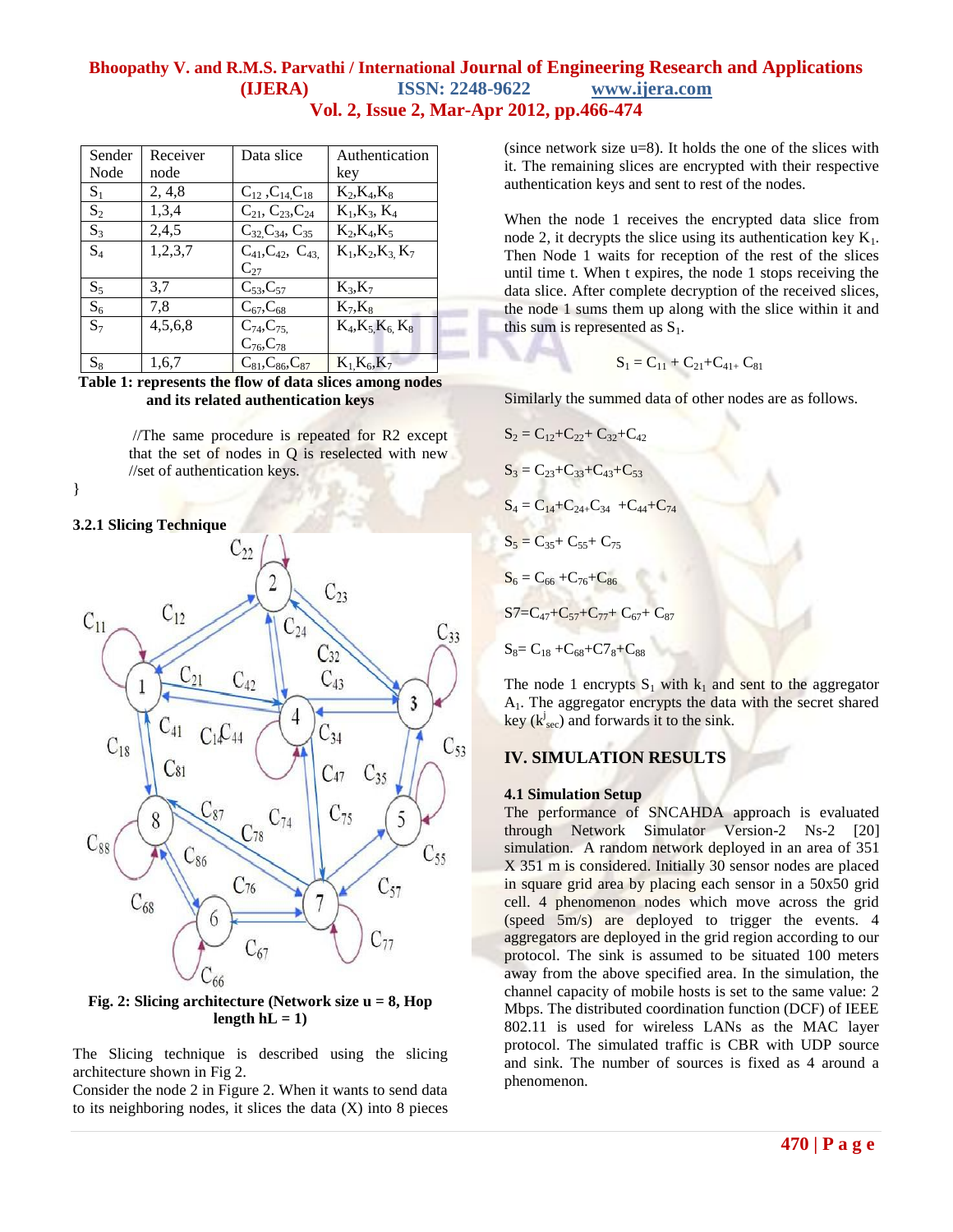| Sender Node | Receiver node | Data slice | Authentication key |
|---|---|---|---|
| $S_1$ | 2, 4,8 | $C_{12}$ ,$C_{14,}C_{18}$ | $K_2$,$K_4$,$K_8$ |
| $S_2$ | 1,3,4 | $C_{21}$, $C_{23}$,$C_{24}$ | $K_1$,$K_3$, $K_4$ |
| $S_3$ | 2,4,5 | $C_{32,}C_{34}$, $C_{35}$ | $K_2$,$K_4$,$K_5$ |
| $S_4$ | 1,2,3,7 | $C_{41}$,$C_{42}$, $C_{43,}$ $C_{27}$ | $K_1$,$K_2$,$K_{3,}$ $K_7$ |
| $S_5$ | 3,7 | $C_{53}$,$C_{57}$ | $K_3$,$K_7$ |
| $S_6$ | 7,8 | $C_{67}$,$C_{68}$ | $K_7$,$K_8$ |
| $S_7$ | 4,5,6,8 | $C_{74}$,$C_{75,}$ $C_{76}$,$C_{78}$ | $K_4$,$K_{5,}K_{6,}$ $K_8$ |
| $S_8$ | 1,6,7 | $C_{81}$,$C_{86}$,$C_{87}$ | $K_{1,}K_6$,$K_7$ |

**Table 1: represents the flow of data slices among nodes and its related authentication keys**

//The same procedure is repeated for R2 except that the set of nodes in Q is reselected with new //set of authentication keys.

}

### 3.2.1 Slicing Technique

**Fig. 2: Slicing architecture (Network size u = 8, Hop length hL = 1)**

The Slicing technique is described using the slicing architecture shown in Fig 2.

Consider the node 2 in Figure 2. When it wants to send data to its neighboring nodes, it slices the data (X) into 8 pieces (since network size u=8). It holds the one of the slices with it. The remaining slices are encrypted with their respective authentication keys and sent to rest of the nodes.

When the node 1 receives the encrypted data slice from node 2, it decrypts the slice using its authentication key $K_1$. Then Node 1 waits for reception of the rest of the slices until time t. When t expires, the node 1 stops receiving the data slice. After complete decryption of the received slices, the node 1 sums them up along with the slice within it and this sum is represented as $S_1$.

$$S_1 = C_{11} + C_{21}+C_{41+} C_{81}$$

Similarly the summed data of other nodes are as follows.

$S_2 = C_{12}+C_{22}+ C_{32}+C_{42}$

$S_3 = C_{23}+C_{33}+C_{43}+C_{53}$

$S_4 = C_{14}+C_{24+}C_{34} +C_{44}+C_{74}$

$S_5 = C_{35}+ C_{55}+ C_{75}$

$S_6 = C_{66} +C_{76}+C_{86}$

$S7=C_{47}+C_{57}+C_{77}+ C_{67}+ C_{87}$

$S_8= C_{18} +C_{68}+C7_8+C_{88}$

The node 1 encrypts $S_1$ with $k_1$ and sent to the aggregator $A_1$. The aggregator encrypts the data with the secret shared key ($k^j_{sec}$) and forwards it to the sink.

## IV. SIMULATION RESULTS

### 4.1 Simulation Setup

The performance of SNCAHDA approach is evaluated through Network Simulator Version-2 Ns-2 [20] simulation. A random network deployed in an area of 351 X 351 m is considered. Initially 30 sensor nodes are placed in square grid area by placing each sensor in a 50x50 grid cell. 4 phenomenon nodes which move across the grid (speed 5m/s) are deployed to trigger the events. 4 aggregators are deployed in the grid region according to our protocol. The sink is assumed to be situated 100 meters away from the above specified area. In the simulation, the channel capacity of mobile hosts is set to the same value: 2 Mbps. The distributed coordination function (DCF) of IEEE 802.11 is used for wireless LANs as the MAC layer protocol. The simulated traffic is CBR with UDP source and sink. The number of sources is fixed as 4 around a phenomenon.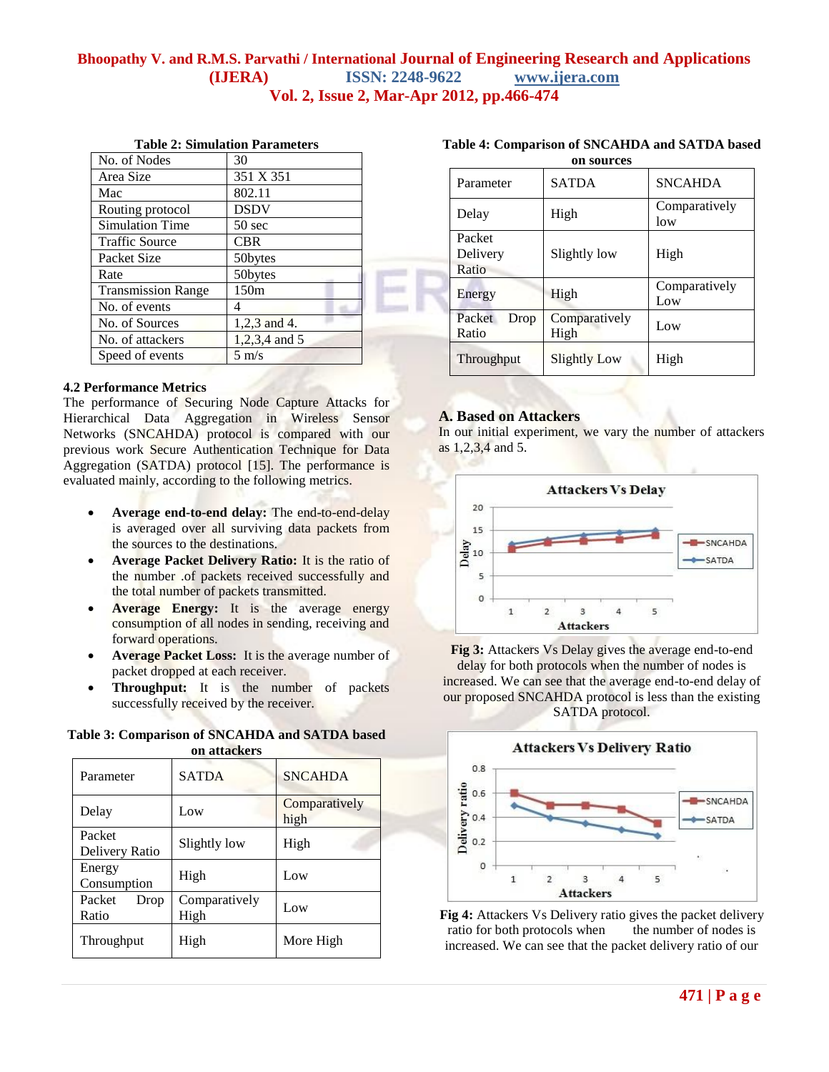**Table 2: Simulation Parameters**

| No. of Nodes | 30 |
|---|---|
| Area Size | 351 X 351 |
| Mac | 802.11 |
| Routing protocol | DSDV |
| Simulation Time | 50 sec |
| Traffic Source | CBR |
| Packet Size | 50bytes |
| Rate | 50bytes |
| Transmission Range | 150m |
| No. of events | 4 |
| No. of Sources | 1,2,3 and 4. |
| No. of attackers | 1,2,3,4 and 5 |
| Speed of events | 5 m/s |

### 4.2 Performance Metrics

The performance of Securing Node Capture Attacks for Hierarchical Data Aggregation in Wireless Sensor Networks (SNCAHDA) protocol is compared with our previous work Secure Authentication Technique for Data Aggregation (SATDA) protocol [15]. The performance is evaluated mainly, according to the following metrics.

- **Average end-to-end delay:** The end-to-end-delay is averaged over all surviving data packets from the sources to the destinations.
- **Average Packet Delivery Ratio:** It is the ratio of the number .of packets received successfully and the total number of packets transmitted.
- **Average Energy:** It is the average energy consumption of all nodes in sending, receiving and forward operations.
- **Average Packet Loss:** It is the average number of packet dropped at each receiver.
- **Throughput:** It is the number of packets successfully received by the receiver.

**Table 3: Comparison of SNCAHDA and SATDA based on attackers**

| Parameter | SATDA | SNCAHDA |
|---|---|---|
| Delay | Low | Comparatively high |
| Packet Delivery Ratio | Slightly low | High |
| Energy Consumption | High | Low |
| Packet Drop Ratio | Comparatively High | Low |
| Throughput | High | More High |

**Table 4: Comparison of SNCAHDA and SATDA based on sources**

| Parameter | SATDA | SNCAHDA |
|---|---|---|
| Delay | High | Comparatively low |
| Packet Delivery Ratio | Slightly low | High |
| Energy | High | Comparatively Low |
| Packet Drop Ratio | Comparatively High | Low |
| Throughput | Slightly Low | High |

### A. Based on Attackers

In our initial experiment, we vary the number of attackers as 1,2,3,4 and 5.

**Fig 3:** Attackers Vs Delay gives the average end-to-end delay for both protocols when the number of nodes is increased. We can see that the average end-to-end delay of our proposed SNCAHDA protocol is less than the existing SATDA protocol.

**Fig 4:** Attackers Vs Delivery ratio gives the packet delivery ratio for both protocols when the number of nodes is increased. We can see that the packet delivery ratio of our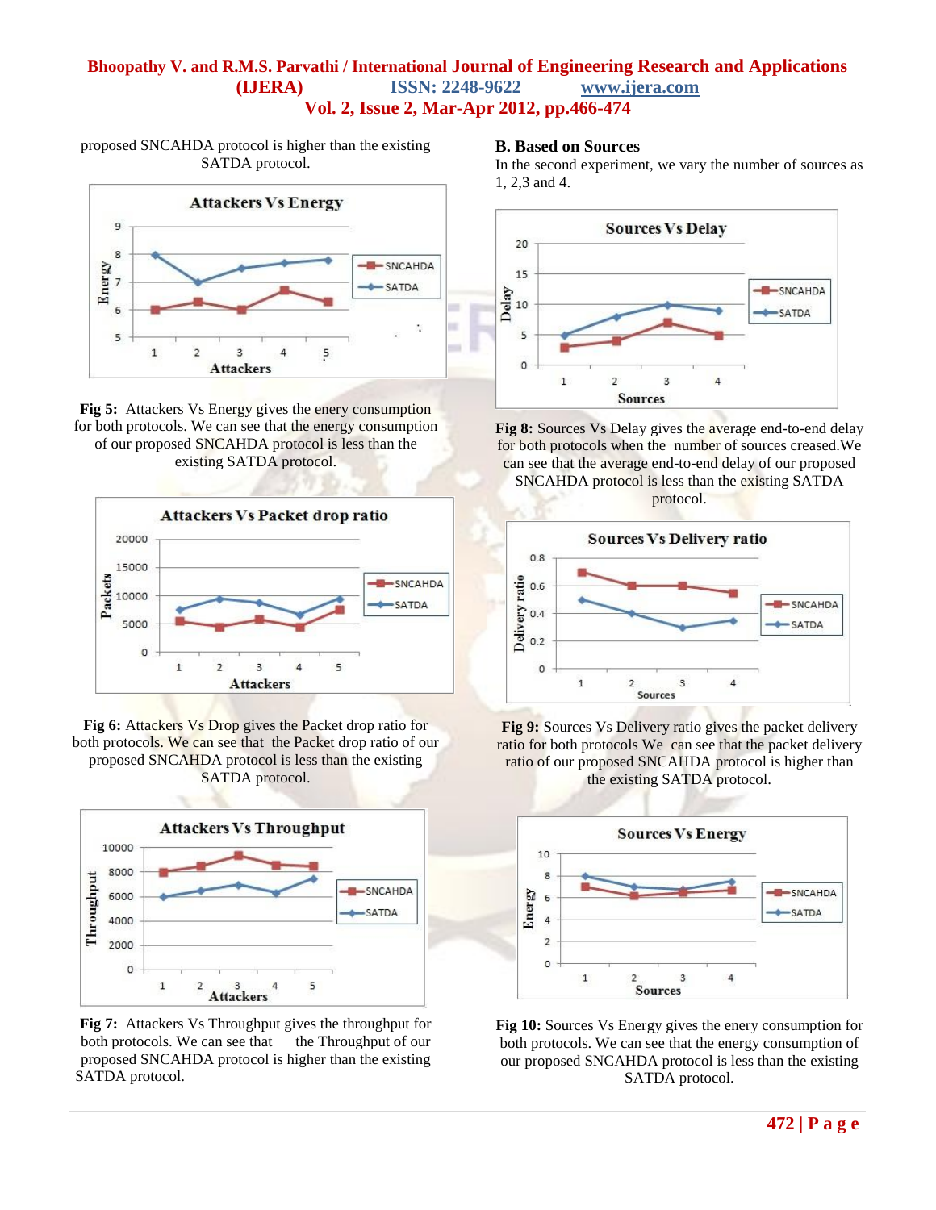proposed SNCAHDA protocol is higher than the existing SATDA protocol.

**Fig 5:** Attackers Vs Energy gives the enery consumption for both protocols. We can see that the energy consumption of our proposed SNCAHDA protocol is less than the existing SATDA protocol.

**Fig 6:** Attackers Vs Drop gives the Packet drop ratio for both protocols. We can see that the Packet drop ratio of our proposed SNCAHDA protocol is less than the existing SATDA protocol.

**Fig 7:** Attackers Vs Throughput gives the throughput for both protocols. We can see that the Throughput of our proposed SNCAHDA protocol is higher than the existing SATDA protocol.

### B. Based on Sources

In the second experiment, we vary the number of sources as 1, 2,3 and 4.

**Fig 8:** Sources Vs Delay gives the average end-to-end delay for both protocols when the number of sources creased.We can see that the average end-to-end delay of our proposed SNCAHDA protocol is less than the existing SATDA protocol.

**Fig 9:** Sources Vs Delivery ratio gives the packet delivery ratio for both protocols We can see that the packet delivery ratio of our proposed SNCAHDA protocol is higher than the existing SATDA protocol.

**Fig 10:** Sources Vs Energy gives the enery consumption for both protocols. We can see that the energy consumption of our proposed SNCAHDA protocol is less than the existing SATDA protocol.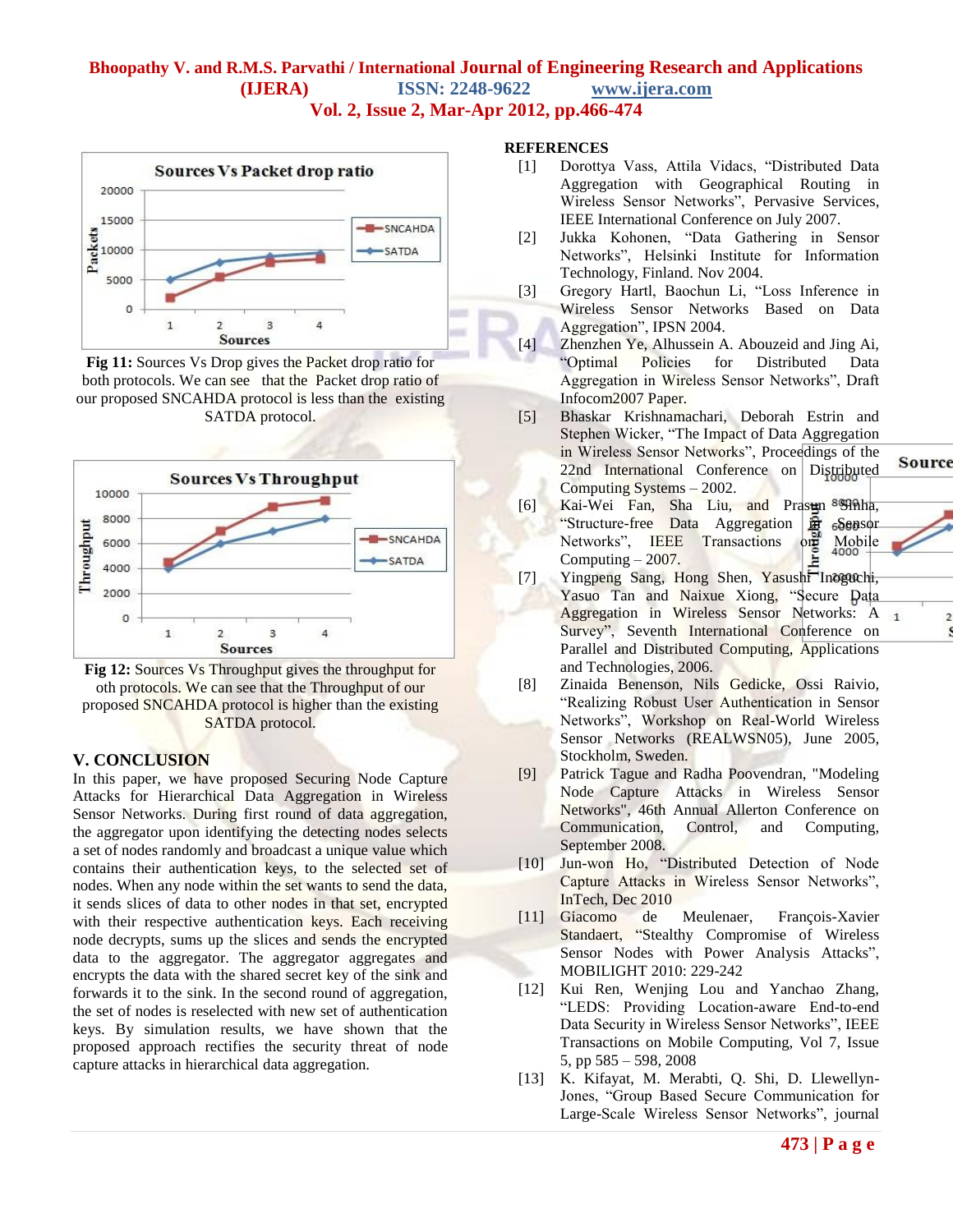**Fig 11:** Sources Vs Drop gives the Packet drop ratio for both protocols. We can see that the Packet drop ratio of our proposed SNCAHDA protocol is less than the existing SATDA protocol.

**Fig 12:** Sources Vs Throughput gives the throughput for oth protocols. We can see that the Throughput of our proposed SNCAHDA protocol is higher than the existing SATDA protocol.

## V. CONCLUSION

In this paper, we have proposed Securing Node Capture Attacks for Hierarchical Data Aggregation in Wireless Sensor Networks. During first round of data aggregation, the aggregator upon identifying the detecting nodes selects a set of nodes randomly and broadcast a unique value which contains their authentication keys, to the selected set of nodes. When any node within the set wants to send the data, it sends slices of data to other nodes in that set, encrypted with their respective authentication keys. Each receiving node decrypts, sums up the slices and sends the encrypted data to the aggregator. The aggregator aggregates and encrypts the data with the shared secret key of the sink and forwards it to the sink. In the second round of aggregation, the set of nodes is reselected with new set of authentication keys. By simulation results, we have shown that the proposed approach rectifies the security threat of node capture attacks in hierarchical data aggregation.

## REFERENCES

[1] Dorottya Vass, Attila Vidacs, "Distributed Data Aggregation with Geographical Routing in Wireless Sensor Networks", Pervasive Services, IEEE International Conference on July 2007.

[2] Jukka Kohonen, "Data Gathering in Sensor Networks", Helsinki Institute for Information Technology, Finland. Nov 2004.

[3] Gregory Hartl, Baochun Li, "Loss Inference in Wireless Sensor Networks Based on Data Aggregation", IPSN 2004.

[4] Zhenzhen Ye, Alhussein A. Abouzeid and Jing Ai, "Optimal Policies for Distributed Data Aggregation in Wireless Sensor Networks", Draft Infocom2007 Paper.

[5] Bhaskar Krishnamachari, Deborah Estrin and Stephen Wicker, "The Impact of Data Aggregation in Wireless Sensor Networks", Proceedings of the 22nd International Conference on Distributed Computing Systems – 2002.

[6] Kai-Wei Fan, Sha Liu, and Prasun Sinha, "Structure-free Data Aggregation in Sensor Networks", IEEE Transactions on Mobile Computing – 2007.

[7] Yingpeng Sang, Hong Shen, Yasushi Inoguchi, Yasuo Tan and Naixue Xiong, "Secure Data Aggregation in Wireless Sensor Networks: A Survey", Seventh International Conference on Parallel and Distributed Computing, Applications and Technologies, 2006.

[8] Zinaida Benenson, Nils Gedicke, Ossi Raivio, "Realizing Robust User Authentication in Sensor Networks", Workshop on Real-World Wireless Sensor Networks (REALWSN05), June 2005, Stockholm, Sweden.

[9] Patrick Tague and Radha Poovendran, "Modeling Node Capture Attacks in Wireless Sensor Networks", 46th Annual Allerton Conference on Communication, Control, and Computing, September 2008.

[10] Jun-won Ho, "Distributed Detection of Node Capture Attacks in Wireless Sensor Networks", InTech, Dec 2010

[11] Giacomo de Meulenaer, François-Xavier Standaert, "Stealthy Compromise of Wireless Sensor Nodes with Power Analysis Attacks", MOBILIGHT 2010: 229-242

[12] Kui Ren, Wenjing Lou and Yanchao Zhang, "LEDS: Providing Location-aware End-to-end Data Security in Wireless Sensor Networks", IEEE Transactions on Mobile Computing, Vol 7, Issue 5, pp 585 – 598, 2008

[13] K. Kifayat, M. Merabti, Q. Shi, D. Llewellyn-Jones, "Group Based Secure Communication for Large-Scale Wireless Sensor Networks", journal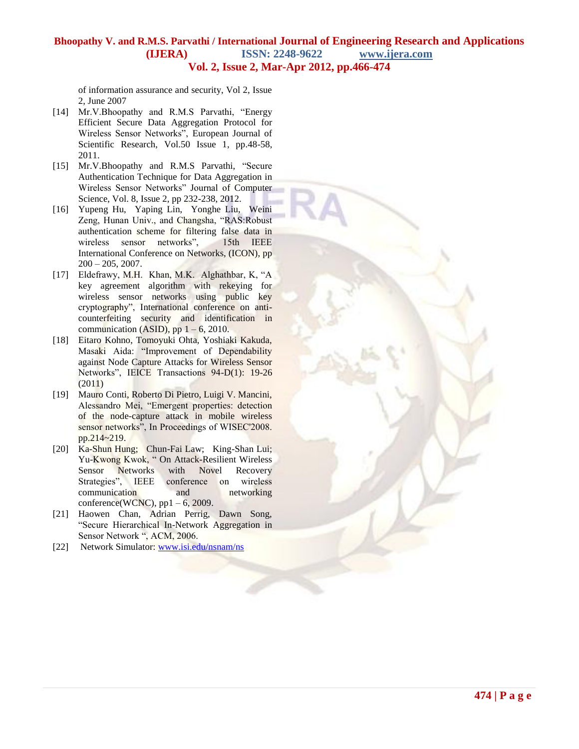of information assurance and security, Vol 2, Issue 2, June 2007

[14] Mr.V.Bhoopathy and R.M.S Parvathi, "Energy Efficient Secure Data Aggregation Protocol for Wireless Sensor Networks", European Journal of Scientific Research, Vol.50 Issue 1, pp.48-58, 2011.

[15] Mr.V.Bhoopathy and R.M.S Parvathi, "Secure Authentication Technique for Data Aggregation in Wireless Sensor Networks" Journal of Computer Science, Vol. 8, Issue 2, pp 232-238, 2012.

[16] Yupeng Hu, Yaping Lin, Yonghe Liu, Weini Zeng, Hunan Univ., and Changsha, "RAS:Robust authentication scheme for filtering false data in wireless sensor networks", 15th IEEE International Conference on Networks, (ICON), pp 200 – 205, 2007.

[17] Eldefrawy, M.H. Khan, M.K. Alghathbar, K, "A key agreement algorithm with rekeying for wireless sensor networks using public key cryptography", International conference on anti-counterfeiting security and identification in communication (ASID), pp 1 – 6, 2010.

[18] Eitaro Kohno, Tomoyuki Ohta, Yoshiaki Kakuda, Masaki Aida: "Improvement of Dependability against Node Capture Attacks for Wireless Sensor Networks", IEICE Transactions 94-D(1): 19-26 (2011)

[19] Mauro Conti, Roberto Di Pietro, Luigi V. Mancini, Alessandro Mei, "Emergent properties: detection of the node-capture attack in mobile wireless sensor networks", In Proceedings of WISEC'2008. pp.214~219.

[20] Ka-Shun Hung; Chun-Fai Law; King-Shan Lui; Yu-Kwong Kwok, " On Attack-Resilient Wireless Sensor Networks with Novel Recovery Strategies", IEEE conference on wireless communication and networking conference(WCNC), pp1 – 6, 2009.

[21] Haowen Chan, Adrian Perrig, Dawn Song, "Secure Hierarchical In-Network Aggregation in Sensor Network ", ACM, 2006.

[22] Network Simulator: www.isi.edu/nsnam/ns